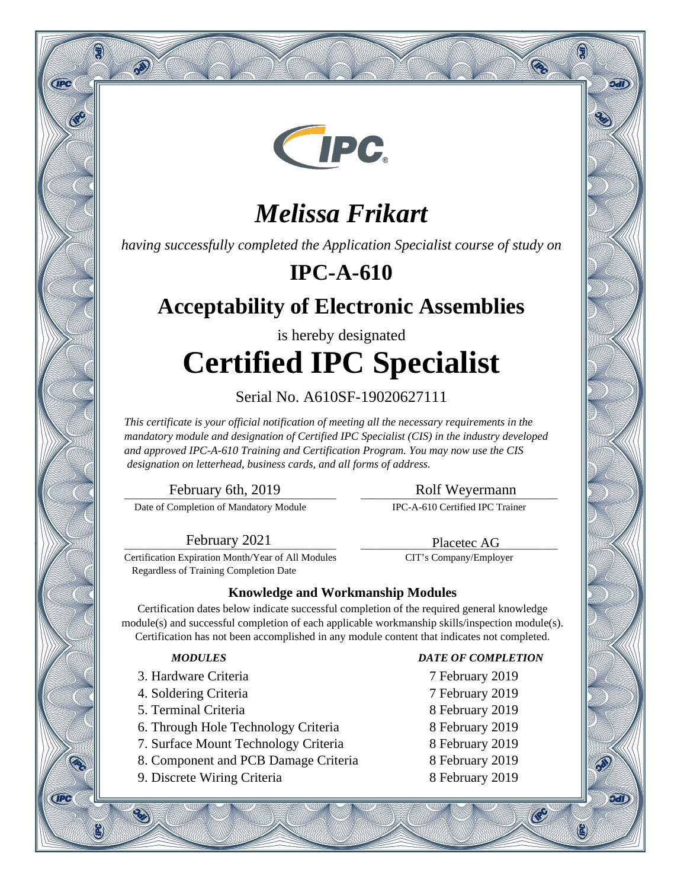IPC

# *Melissa Frikart*

*having successfully completed the Application Specialist course of study on*

## IPC-A-610

## Acceptability of Electronic Assemblies

is hereby designated

# Certified IPC Specialist

Serial No. A610SF-19020627111

*This certificate is your official notification of meeting all the necessary requirements in the mandatory module and designation of Certified IPC Specialist (CIS) in the industry developed and approved IPC-A-610 Training and Certification Program. You may now use the CIS designation on letterhead, business cards, and all forms of address.*

February 6th, 2019
Date of Completion of Mandatory Module

Rolf Weyermann
IPC-A-610 Certified IPC Trainer

February 2021
Certification Expiration Month/Year of All Modules Regardless of Training Completion Date

Placetec AG
CIT's Company/Employer

**Knowledge and Workmanship Modules**

Certification dates below indicate successful completion of the required general knowledge module(s) and successful completion of each applicable workmanship skills/inspection module(s). Certification has not been accomplished in any module content that indicates not completed.

| ***MODULES*** | ***DATE OF COMPLETION*** |
|---|---|
| 3. Hardware Criteria | 7 February 2019 |
| 4. Soldering Criteria | 7 February 2019 |
| 5. Terminal Criteria | 8 February 2019 |
| 6. Through Hole Technology Criteria | 8 February 2019 |
| 7. Surface Mount Technology Criteria | 8 February 2019 |
| 8. Component and PCB Damage Criteria | 8 February 2019 |
| 9. Discrete Wiring Criteria | 8 February 2019 |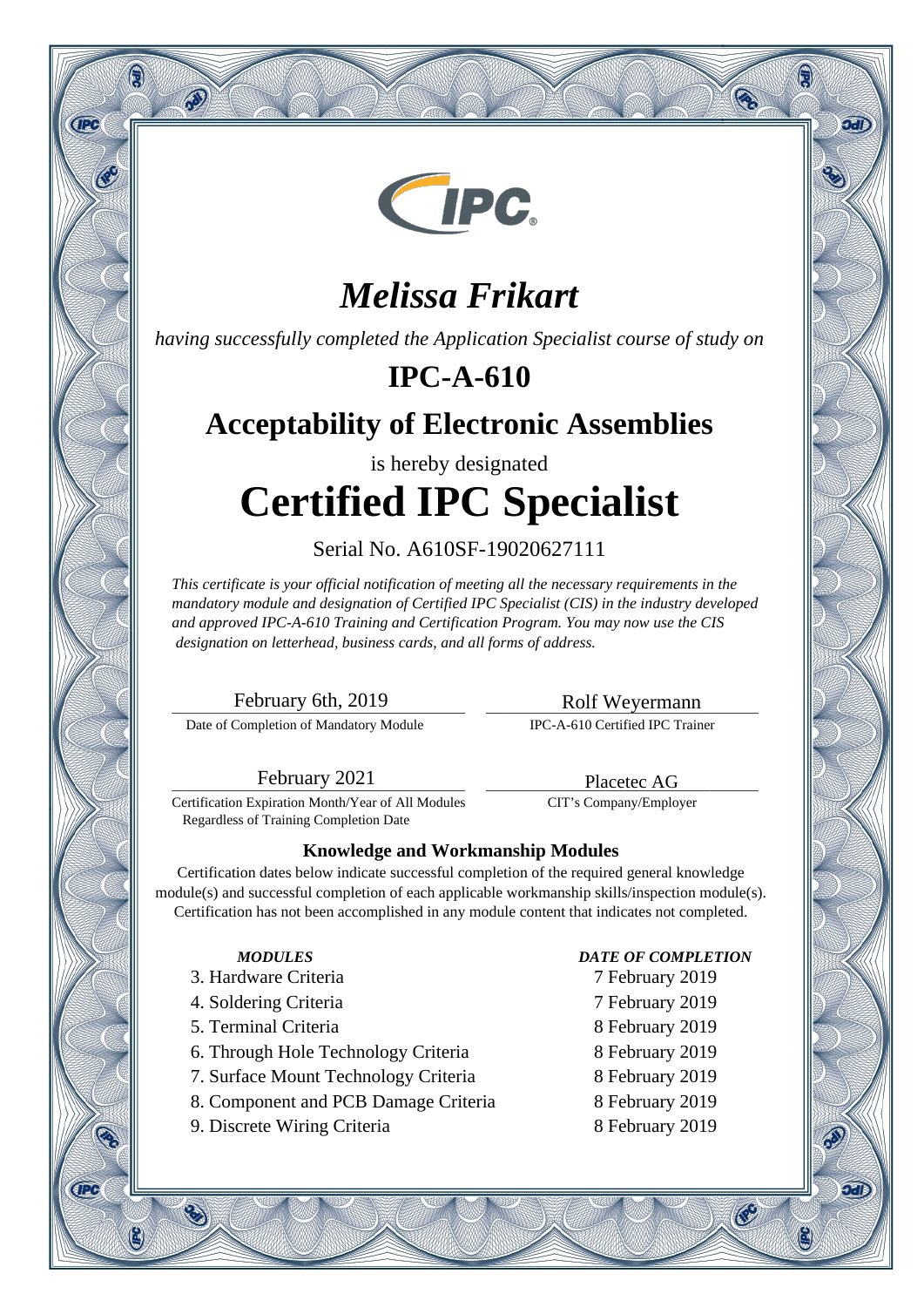# *Melissa Frikart*

*having successfully completed the Application Specialist course of study on*

## IPC-A-610

## Acceptability of Electronic Assemblies

is hereby designated

# Certified IPC Specialist

Serial No. A610SF-19020627111

*This certificate is your official notification of meeting all the necessary requirements in the mandatory module and designation of Certified IPC Specialist (CIS) in the industry developed and approved IPC-A-610 Training and Certification Program. You may now use the CIS designation on letterhead, business cards, and all forms of address.*

February 6th, 2019
Date of Completion of Mandatory Module

Rolf Weyermann
IPC-A-610 Certified IPC Trainer

February 2021
Certification Expiration Month/Year of All Modules Regardless of Training Completion Date

Placetec AG
CIT's Company/Employer

### Knowledge and Workmanship Modules

Certification dates below indicate successful completion of the required general knowledge module(s) and successful completion of each applicable workmanship skills/inspection module(s). Certification has not been accomplished in any module content that indicates not completed.

| *MODULES* | *DATE OF COMPLETION* |
|---|---|
| 3. Hardware Criteria | 7 February 2019 |
| 4. Soldering Criteria | 7 February 2019 |
| 5. Terminal Criteria | 8 February 2019 |
| 6. Through Hole Technology Criteria | 8 February 2019 |
| 7. Surface Mount Technology Criteria | 8 February 2019 |
| 8. Component and PCB Damage Criteria | 8 February 2019 |
| 9. Discrete Wiring Criteria | 8 February 2019 |